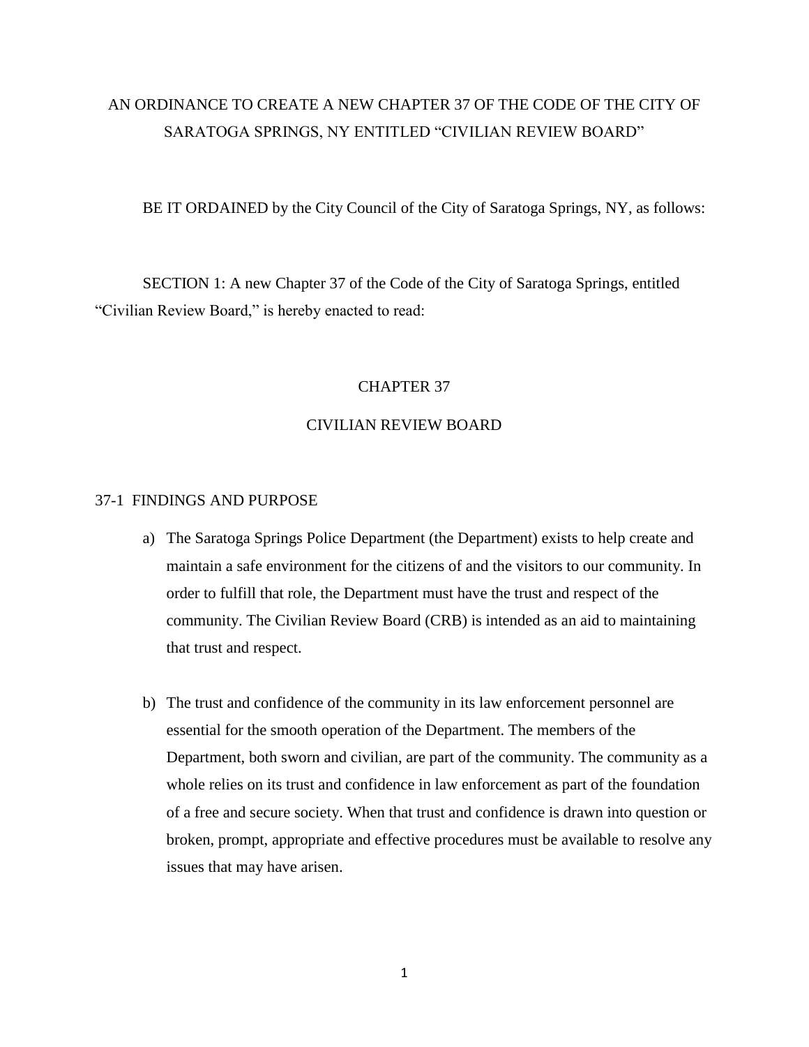# AN ORDINANCE TO CREATE A NEW CHAPTER 37 OF THE CODE OF THE CITY OF SARATOGA SPRINGS, NY ENTITLED "CIVILIAN REVIEW BOARD"

BE IT ORDAINED by the City Council of the City of Saratoga Springs, NY, as follows:

SECTION 1: A new Chapter 37 of the Code of the City of Saratoga Springs, entitled "Civilian Review Board," is hereby enacted to read:

## CHAPTER 37

## CIVILIAN REVIEW BOARD

### 37-1 FINDINGS AND PURPOSE

a) The Saratoga Springs Police Department (the Department) exists to help create and maintain a safe environment for the citizens of and the visitors to our community. In order to fulfill that role, the Department must have the trust and respect of the community. The Civilian Review Board (CRB) is intended as an aid to maintaining that trust and respect.

b) The trust and confidence of the community in its law enforcement personnel are essential for the smooth operation of the Department. The members of the Department, both sworn and civilian, are part of the community. The community as a whole relies on its trust and confidence in law enforcement as part of the foundation of a free and secure society. When that trust and confidence is drawn into question or broken, prompt, appropriate and effective procedures must be available to resolve any issues that may have arisen.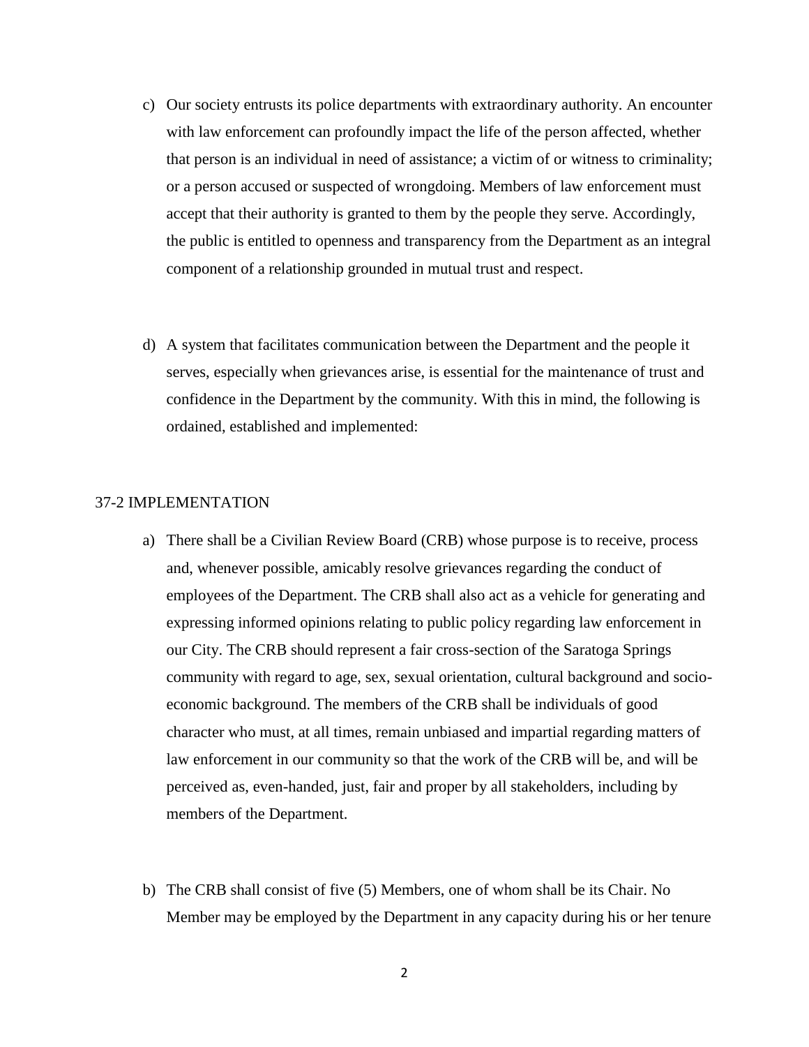c) Our society entrusts its police departments with extraordinary authority. An encounter with law enforcement can profoundly impact the life of the person affected, whether that person is an individual in need of assistance; a victim of or witness to criminality; or a person accused or suspected of wrongdoing. Members of law enforcement must accept that their authority is granted to them by the people they serve. Accordingly, the public is entitled to openness and transparency from the Department as an integral component of a relationship grounded in mutual trust and respect.

d) A system that facilitates communication between the Department and the people it serves, especially when grievances arise, is essential for the maintenance of trust and confidence in the Department by the community. With this in mind, the following is ordained, established and implemented:

## 37-2 IMPLEMENTATION

a) There shall be a Civilian Review Board (CRB) whose purpose is to receive, process and, whenever possible, amicably resolve grievances regarding the conduct of employees of the Department. The CRB shall also act as a vehicle for generating and expressing informed opinions relating to public policy regarding law enforcement in our City. The CRB should represent a fair cross-section of the Saratoga Springs community with regard to age, sex, sexual orientation, cultural background and socio-economic background. The members of the CRB shall be individuals of good character who must, at all times, remain unbiased and impartial regarding matters of law enforcement in our community so that the work of the CRB will be, and will be perceived as, even-handed, just, fair and proper by all stakeholders, including by members of the Department.

b) The CRB shall consist of five (5) Members, one of whom shall be its Chair. No Member may be employed by the Department in any capacity during his or her tenure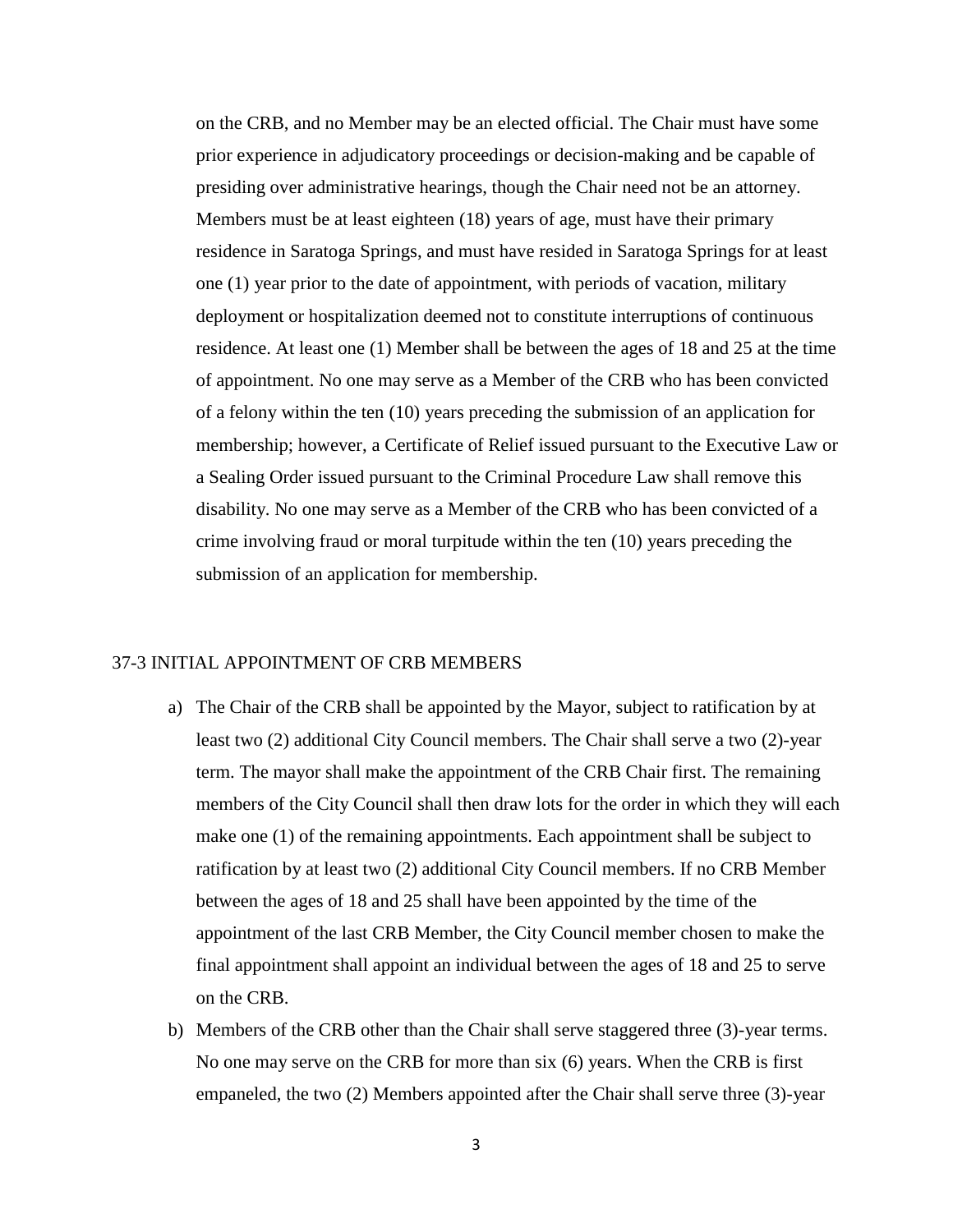on the CRB, and no Member may be an elected official. The Chair must have some prior experience in adjudicatory proceedings or decision-making and be capable of presiding over administrative hearings, though the Chair need not be an attorney. Members must be at least eighteen (18) years of age, must have their primary residence in Saratoga Springs, and must have resided in Saratoga Springs for at least one (1) year prior to the date of appointment, with periods of vacation, military deployment or hospitalization deemed not to constitute interruptions of continuous residence. At least one (1) Member shall be between the ages of 18 and 25 at the time of appointment. No one may serve as a Member of the CRB who has been convicted of a felony within the ten (10) years preceding the submission of an application for membership; however, a Certificate of Relief issued pursuant to the Executive Law or a Sealing Order issued pursuant to the Criminal Procedure Law shall remove this disability. No one may serve as a Member of the CRB who has been convicted of a crime involving fraud or moral turpitude within the ten (10) years preceding the submission of an application for membership.

## 37-3 INITIAL APPOINTMENT OF CRB MEMBERS

a) The Chair of the CRB shall be appointed by the Mayor, subject to ratification by at least two (2) additional City Council members. The Chair shall serve a two (2)-year term. The mayor shall make the appointment of the CRB Chair first. The remaining members of the City Council shall then draw lots for the order in which they will each make one (1) of the remaining appointments. Each appointment shall be subject to ratification by at least two (2) additional City Council members. If no CRB Member between the ages of 18 and 25 shall have been appointed by the time of the appointment of the last CRB Member, the City Council member chosen to make the final appointment shall appoint an individual between the ages of 18 and 25 to serve on the CRB.

b) Members of the CRB other than the Chair shall serve staggered three (3)-year terms. No one may serve on the CRB for more than six (6) years. When the CRB is first empaneled, the two (2) Members appointed after the Chair shall serve three (3)-year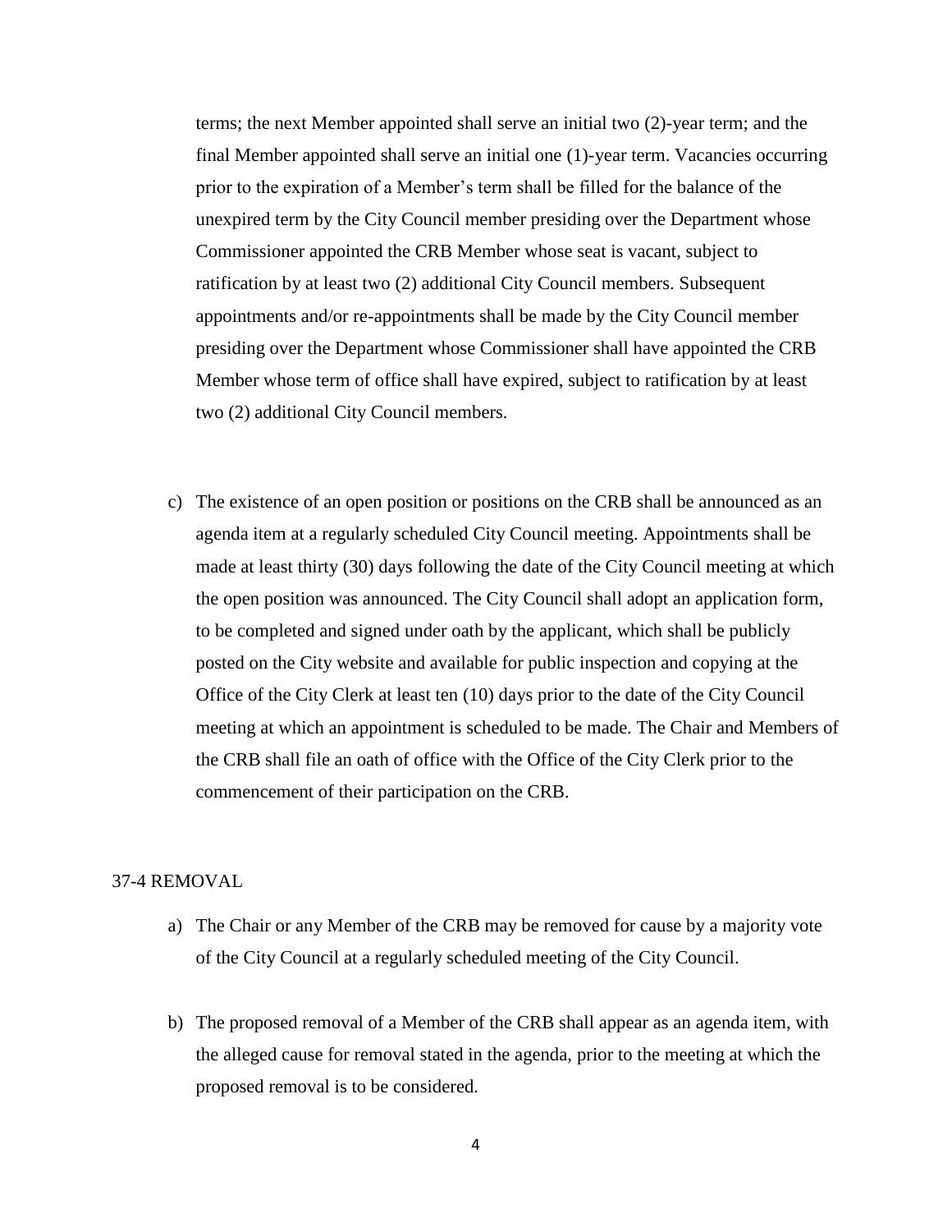terms; the next Member appointed shall serve an initial two (2)-year term; and the final Member appointed shall serve an initial one (1)-year term. Vacancies occurring prior to the expiration of a Member's term shall be filled for the balance of the unexpired term by the City Council member presiding over the Department whose Commissioner appointed the CRB Member whose seat is vacant, subject to ratification by at least two (2) additional City Council members. Subsequent appointments and/or re-appointments shall be made by the City Council member presiding over the Department whose Commissioner shall have appointed the CRB Member whose term of office shall have expired, subject to ratification by at least two (2) additional City Council members.

c) The existence of an open position or positions on the CRB shall be announced as an agenda item at a regularly scheduled City Council meeting. Appointments shall be made at least thirty (30) days following the date of the City Council meeting at which the open position was announced. The City Council shall adopt an application form, to be completed and signed under oath by the applicant, which shall be publicly posted on the City website and available for public inspection and copying at the Office of the City Clerk at least ten (10) days prior to the date of the City Council meeting at which an appointment is scheduled to be made. The Chair and Members of the CRB shall file an oath of office with the Office of the City Clerk prior to the commencement of their participation on the CRB.

## 37-4 REMOVAL

a) The Chair or any Member of the CRB may be removed for cause by a majority vote of the City Council at a regularly scheduled meeting of the City Council.

b) The proposed removal of a Member of the CRB shall appear as an agenda item, with the alleged cause for removal stated in the agenda, prior to the meeting at which the proposed removal is to be considered.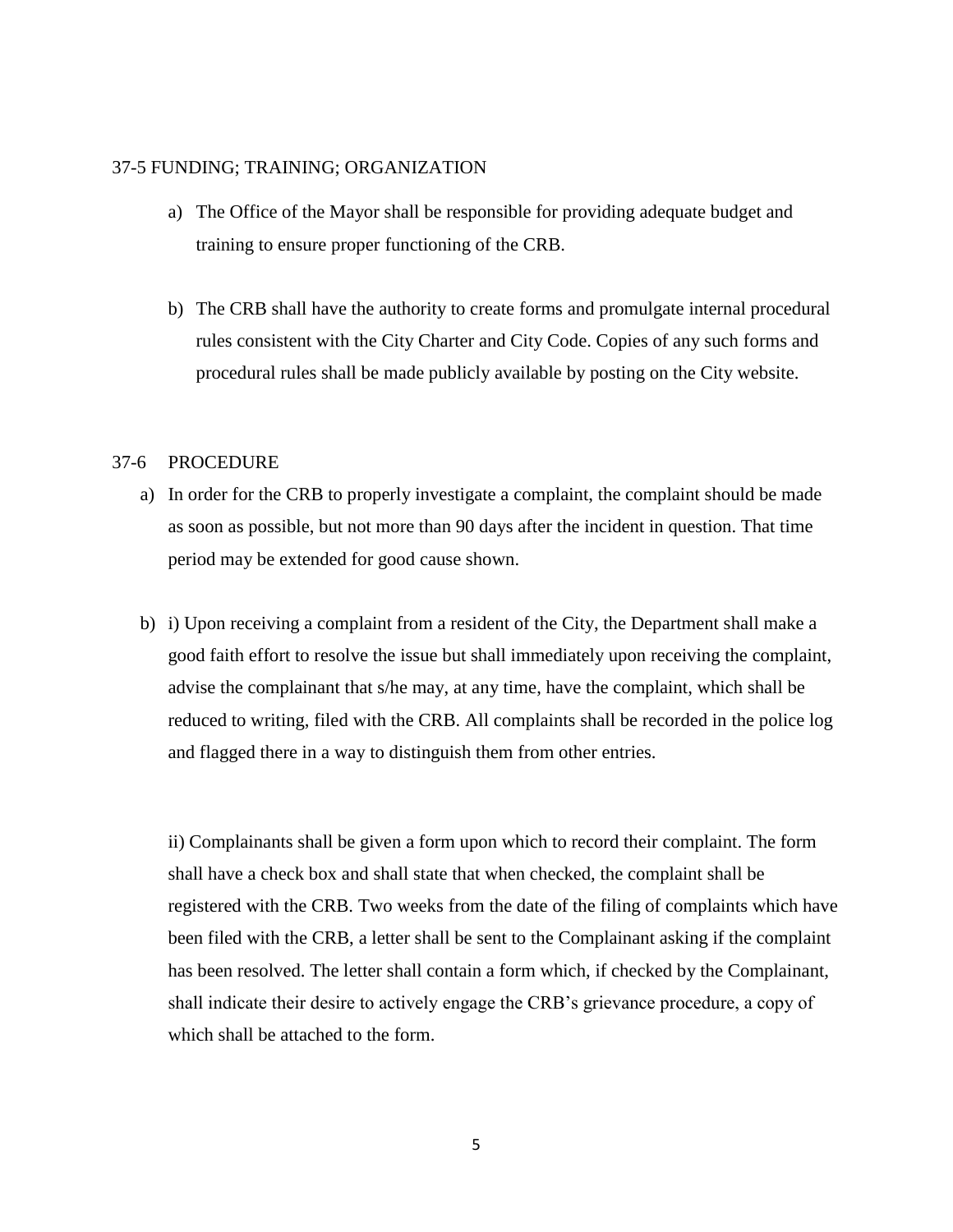## 37-5 FUNDING; TRAINING; ORGANIZATION

a) The Office of the Mayor shall be responsible for providing adequate budget and training to ensure proper functioning of the CRB.

b) The CRB shall have the authority to create forms and promulgate internal procedural rules consistent with the City Charter and City Code. Copies of any such forms and procedural rules shall be made publicly available by posting on the City website.

## 37-6 PROCEDURE

a) In order for the CRB to properly investigate a complaint, the complaint should be made as soon as possible, but not more than 90 days after the incident in question. That time period may be extended for good cause shown.

b) i) Upon receiving a complaint from a resident of the City, the Department shall make a good faith effort to resolve the issue but shall immediately upon receiving the complaint, advise the complainant that s/he may, at any time, have the complaint, which shall be reduced to writing, filed with the CRB. All complaints shall be recorded in the police log and flagged there in a way to distinguish them from other entries.

ii) Complainants shall be given a form upon which to record their complaint. The form shall have a check box and shall state that when checked, the complaint shall be registered with the CRB. Two weeks from the date of the filing of complaints which have been filed with the CRB, a letter shall be sent to the Complainant asking if the complaint has been resolved. The letter shall contain a form which, if checked by the Complainant, shall indicate their desire to actively engage the CRB's grievance procedure, a copy of which shall be attached to the form.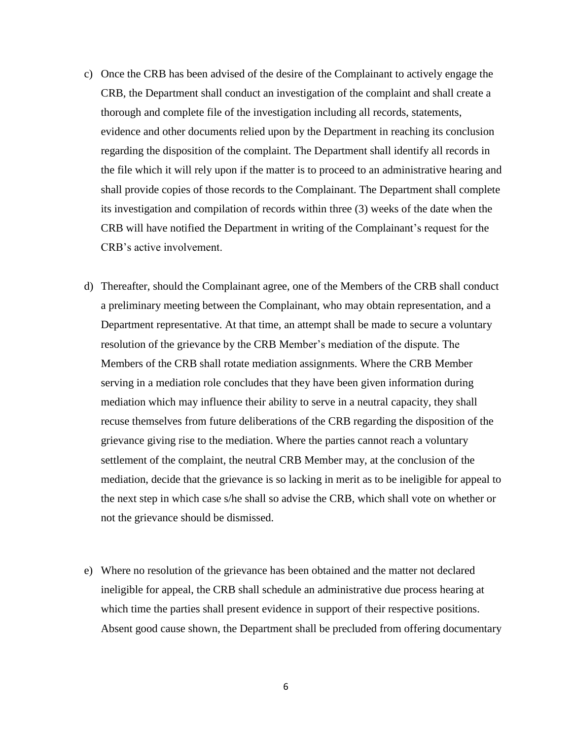c) Once the CRB has been advised of the desire of the Complainant to actively engage the CRB, the Department shall conduct an investigation of the complaint and shall create a thorough and complete file of the investigation including all records, statements, evidence and other documents relied upon by the Department in reaching its conclusion regarding the disposition of the complaint. The Department shall identify all records in the file which it will rely upon if the matter is to proceed to an administrative hearing and shall provide copies of those records to the Complainant. The Department shall complete its investigation and compilation of records within three (3) weeks of the date when the CRB will have notified the Department in writing of the Complainant's request for the CRB's active involvement.

d) Thereafter, should the Complainant agree, one of the Members of the CRB shall conduct a preliminary meeting between the Complainant, who may obtain representation, and a Department representative. At that time, an attempt shall be made to secure a voluntary resolution of the grievance by the CRB Member's mediation of the dispute. The Members of the CRB shall rotate mediation assignments. Where the CRB Member serving in a mediation role concludes that they have been given information during mediation which may influence their ability to serve in a neutral capacity, they shall recuse themselves from future deliberations of the CRB regarding the disposition of the grievance giving rise to the mediation. Where the parties cannot reach a voluntary settlement of the complaint, the neutral CRB Member may, at the conclusion of the mediation, decide that the grievance is so lacking in merit as to be ineligible for appeal to the next step in which case s/he shall so advise the CRB, which shall vote on whether or not the grievance should be dismissed.

e) Where no resolution of the grievance has been obtained and the matter not declared ineligible for appeal, the CRB shall schedule an administrative due process hearing at which time the parties shall present evidence in support of their respective positions. Absent good cause shown, the Department shall be precluded from offering documentary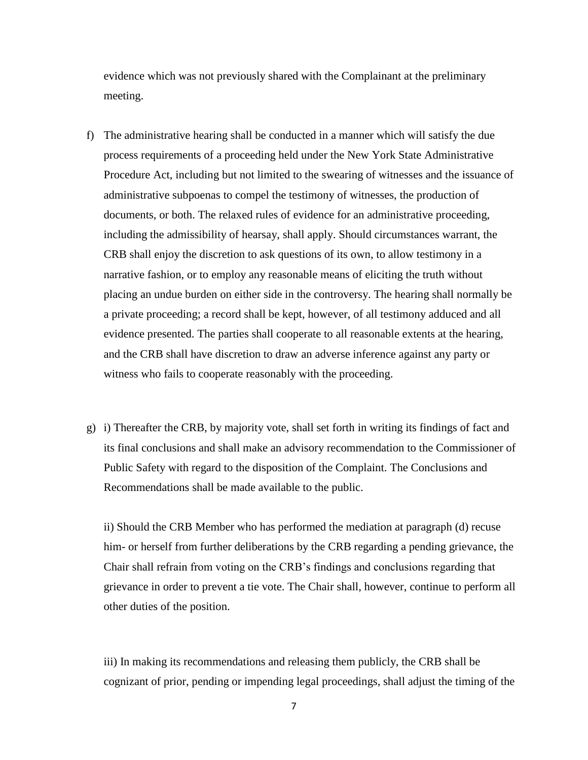evidence which was not previously shared with the Complainant at the preliminary meeting.

f) The administrative hearing shall be conducted in a manner which will satisfy the due process requirements of a proceeding held under the New York State Administrative Procedure Act, including but not limited to the swearing of witnesses and the issuance of administrative subpoenas to compel the testimony of witnesses, the production of documents, or both. The relaxed rules of evidence for an administrative proceeding, including the admissibility of hearsay, shall apply. Should circumstances warrant, the CRB shall enjoy the discretion to ask questions of its own, to allow testimony in a narrative fashion, or to employ any reasonable means of eliciting the truth without placing an undue burden on either side in the controversy. The hearing shall normally be a private proceeding; a record shall be kept, however, of all testimony adduced and all evidence presented. The parties shall cooperate to all reasonable extents at the hearing, and the CRB shall have discretion to draw an adverse inference against any party or witness who fails to cooperate reasonably with the proceeding.

g) i) Thereafter the CRB, by majority vote, shall set forth in writing its findings of fact and its final conclusions and shall make an advisory recommendation to the Commissioner of Public Safety with regard to the disposition of the Complaint. The Conclusions and Recommendations shall be made available to the public.

ii) Should the CRB Member who has performed the mediation at paragraph (d) recuse him- or herself from further deliberations by the CRB regarding a pending grievance, the Chair shall refrain from voting on the CRB's findings and conclusions regarding that grievance in order to prevent a tie vote. The Chair shall, however, continue to perform all other duties of the position.

iii) In making its recommendations and releasing them publicly, the CRB shall be cognizant of prior, pending or impending legal proceedings, shall adjust the timing of the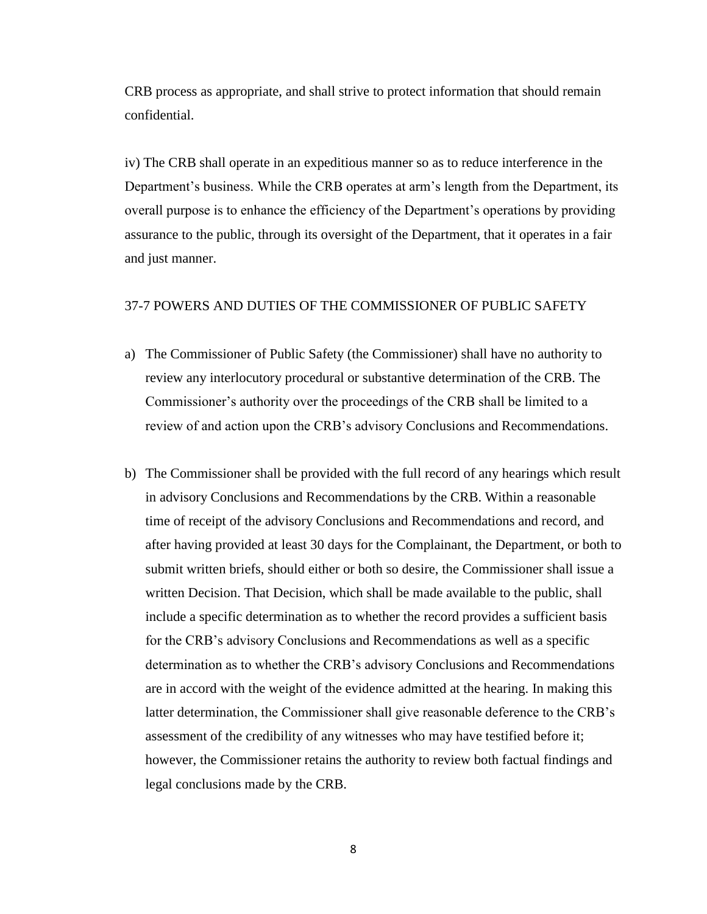CRB process as appropriate, and shall strive to protect information that should remain confidential.

iv) The CRB shall operate in an expeditious manner so as to reduce interference in the Department's business. While the CRB operates at arm's length from the Department, its overall purpose is to enhance the efficiency of the Department's operations by providing assurance to the public, through its oversight of the Department, that it operates in a fair and just manner.

## 37-7 POWERS AND DUTIES OF THE COMMISSIONER OF PUBLIC SAFETY

a) The Commissioner of Public Safety (the Commissioner) shall have no authority to review any interlocutory procedural or substantive determination of the CRB. The Commissioner's authority over the proceedings of the CRB shall be limited to a review of and action upon the CRB's advisory Conclusions and Recommendations.

b) The Commissioner shall be provided with the full record of any hearings which result in advisory Conclusions and Recommendations by the CRB. Within a reasonable time of receipt of the advisory Conclusions and Recommendations and record, and after having provided at least 30 days for the Complainant, the Department, or both to submit written briefs, should either or both so desire, the Commissioner shall issue a written Decision. That Decision, which shall be made available to the public, shall include a specific determination as to whether the record provides a sufficient basis for the CRB's advisory Conclusions and Recommendations as well as a specific determination as to whether the CRB's advisory Conclusions and Recommendations are in accord with the weight of the evidence admitted at the hearing. In making this latter determination, the Commissioner shall give reasonable deference to the CRB's assessment of the credibility of any witnesses who may have testified before it; however, the Commissioner retains the authority to review both factual findings and legal conclusions made by the CRB.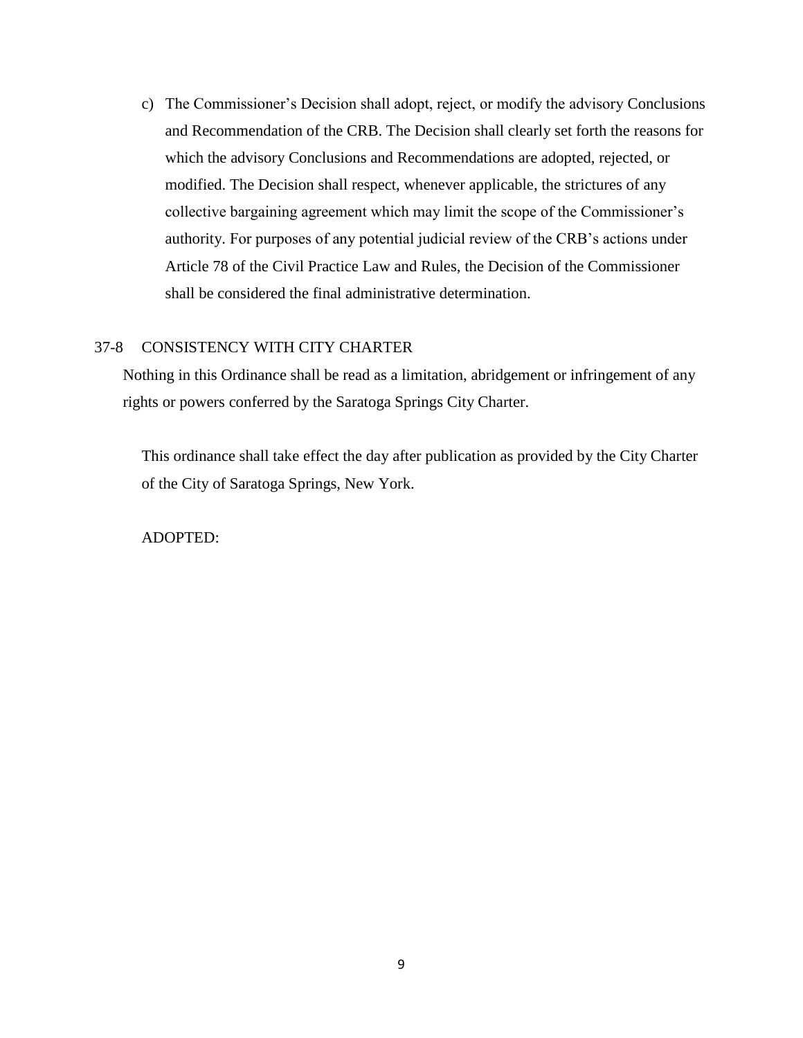c) The Commissioner's Decision shall adopt, reject, or modify the advisory Conclusions and Recommendation of the CRB. The Decision shall clearly set forth the reasons for which the advisory Conclusions and Recommendations are adopted, rejected, or modified. The Decision shall respect, whenever applicable, the strictures of any collective bargaining agreement which may limit the scope of the Commissioner's authority. For purposes of any potential judicial review of the CRB's actions under Article 78 of the Civil Practice Law and Rules, the Decision of the Commissioner shall be considered the final administrative determination.

## 37-8 CONSISTENCY WITH CITY CHARTER

Nothing in this Ordinance shall be read as a limitation, abridgement or infringement of any rights or powers conferred by the Saratoga Springs City Charter.

This ordinance shall take effect the day after publication as provided by the City Charter of the City of Saratoga Springs, New York.

ADOPTED: